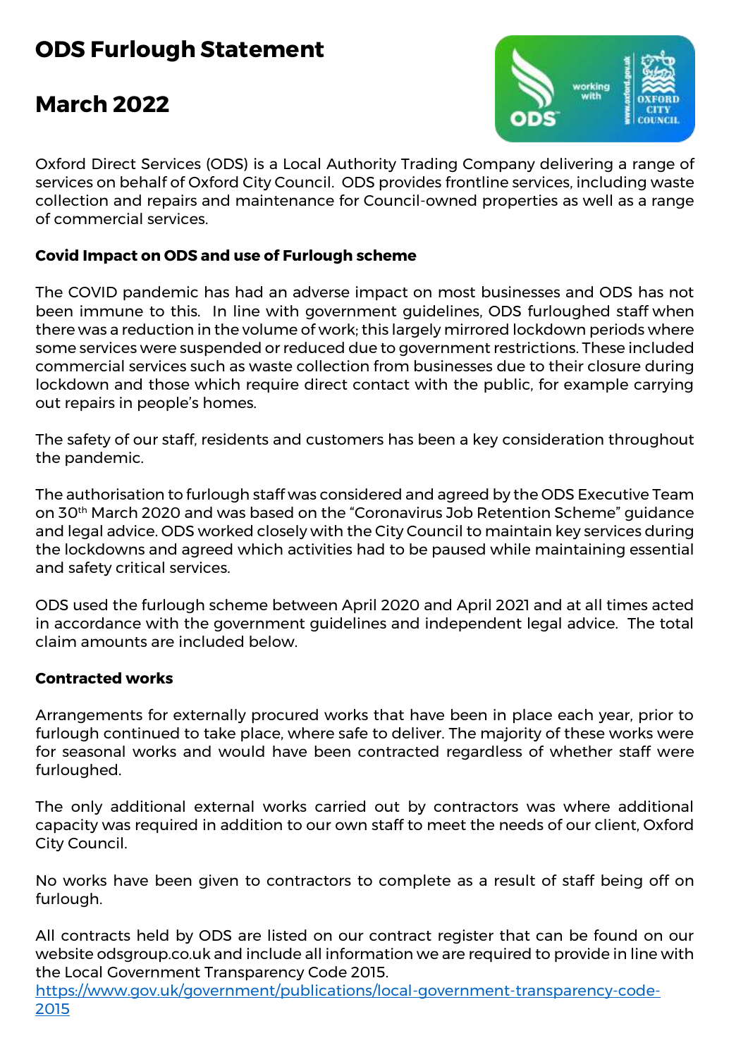# ODS Furlough Statement

# March 2022

Oxford Direct Services (ODS) is a Local Authority Trading Company delivering a range of services on behalf of Oxford City Council. ODS provides frontline services, including waste collection and repairs and maintenance for Council-owned properties as well as a range of commercial services.

**Covid Impact on ODS and use of Furlough scheme**

The COVID pandemic has had an adverse impact on most businesses and ODS has not been immune to this. In line with government guidelines, ODS furloughed staff when there was a reduction in the volume of work; this largely mirrored lockdown periods where some services were suspended or reduced due to government restrictions. These included commercial services such as waste collection from businesses due to their closure during lockdown and those which require direct contact with the public, for example carrying out repairs in people's homes.

The safety of our staff, residents and customers has been a key consideration throughout the pandemic.

The authorisation to furlough staff was considered and agreed by the ODS Executive Team on 30th March 2020 and was based on the "Coronavirus Job Retention Scheme" guidance and legal advice. ODS worked closely with the City Council to maintain key services during the lockdowns and agreed which activities had to be paused while maintaining essential and safety critical services.

ODS used the furlough scheme between April 2020 and April 2021 and at all times acted in accordance with the government guidelines and independent legal advice. The total claim amounts are included below.

**Contracted works**

Arrangements for externally procured works that have been in place each year, prior to furlough continued to take place, where safe to deliver. The majority of these works were for seasonal works and would have been contracted regardless of whether staff were furloughed.

The only additional external works carried out by contractors was where additional capacity was required in addition to our own staff to meet the needs of our client, Oxford City Council.

No works have been given to contractors to complete as a result of staff being off on furlough.

All contracts held by ODS are listed on our contract register that can be found on our website odsgroup.co.uk and include all information we are required to provide in line with the Local Government Transparency Code 2015.
https://www.gov.uk/government/publications/local-government-transparency-code-2015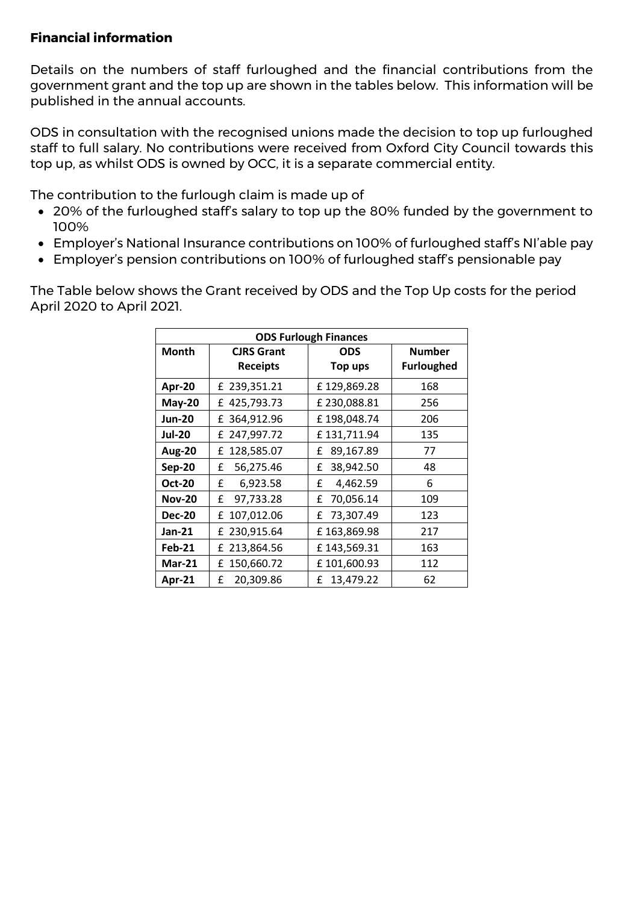**Financial information**

Details on the numbers of staff furloughed and the financial contributions from the government grant and the top up are shown in the tables below. This information will be published in the annual accounts.

ODS in consultation with the recognised unions made the decision to top up furloughed staff to full salary. No contributions were received from Oxford City Council towards this top up, as whilst ODS is owned by OCC, it is a separate commercial entity.

The contribution to the furlough claim is made up of

- 20% of the furloughed staff's salary to top up the 80% funded by the government to 100%
- Employer's National Insurance contributions on 100% of furloughed staff's NI'able pay
- Employer's pension contributions on 100% of furloughed staff's pensionable pay

The Table below shows the Grant received by ODS and the Top Up costs for the period April 2020 to April 2021.

| ODS Furlough Finances | | | |
|---|---|---|---|
| **Month** | **CJRS Grant Receipts** | **ODS Top ups** | **Number Furloughed** |
| **Apr-20** | £ 239,351.21 | £ 129,869.28 | 168 |
| **May-20** | £ 425,793.73 | £ 230,088.81 | 256 |
| **Jun-20** | £ 364,912.96 | £ 198,048.74 | 206 |
| **Jul-20** | £ 247,997.72 | £ 131,711.94 | 135 |
| **Aug-20** | £ 128,585.07 | £ 89,167.89 | 77 |
| **Sep-20** | £ 56,275.46 | £ 38,942.50 | 48 |
| **Oct-20** | £ 6,923.58 | £ 4,462.59 | 6 |
| **Nov-20** | £ 97,733.28 | £ 70,056.14 | 109 |
| **Dec-20** | £ 107,012.06 | £ 73,307.49 | 123 |
| **Jan-21** | £ 230,915.64 | £ 163,869.98 | 217 |
| **Feb-21** | £ 213,864.56 | £ 143,569.31 | 163 |
| **Mar-21** | £ 150,660.72 | £ 101,600.93 | 112 |
| **Apr-21** | £ 20,309.86 | £ 13,479.22 | 62 |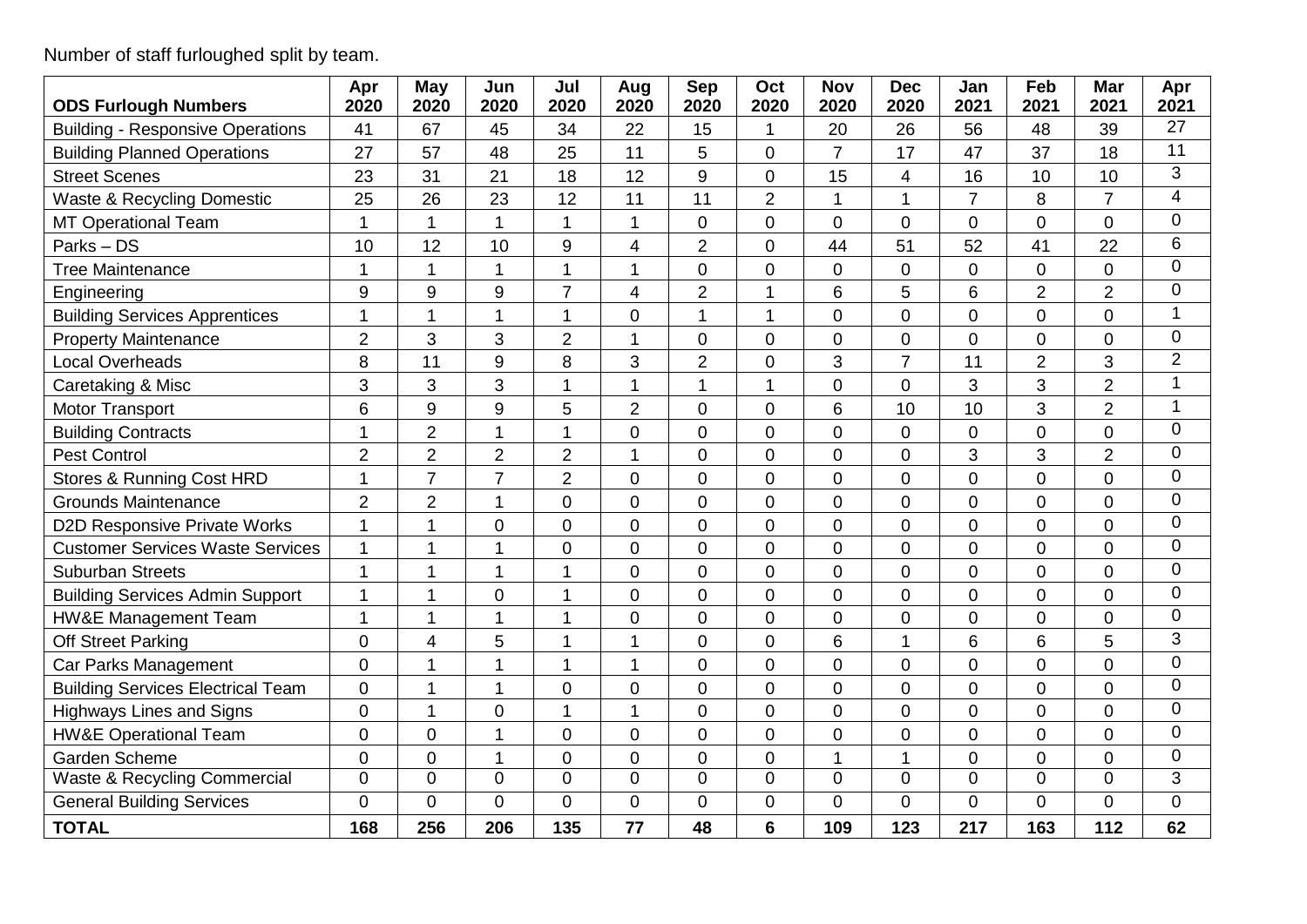Number of staff furloughed split by team.

| ODS Furlough Numbers | Apr 2020 | May 2020 | Jun 2020 | Jul 2020 | Aug 2020 | Sep 2020 | Oct 2020 | Nov 2020 | Dec 2020 | Jan 2021 | Feb 2021 | Mar 2021 | Apr 2021 |
|---|---|---|---|---|---|---|---|---|---|---|---|---|---|
| Building - Responsive Operations | 41 | 67 | 45 | 34 | 22 | 15 | 1 | 20 | 26 | 56 | 48 | 39 | 27 |
| Building Planned Operations | 27 | 57 | 48 | 25 | 11 | 5 | 0 | 7 | 17 | 47 | 37 | 18 | 11 |
| Street Scenes | 23 | 31 | 21 | 18 | 12 | 9 | 0 | 15 | 4 | 16 | 10 | 10 | 3 |
| Waste & Recycling Domestic | 25 | 26 | 23 | 12 | 11 | 11 | 2 | 1 | 1 | 7 | 8 | 7 | 4 |
| MT Operational Team | 1 | 1 | 1 | 1 | 1 | 0 | 0 | 0 | 0 | 0 | 0 | 0 | 0 |
| Parks – DS | 10 | 12 | 10 | 9 | 4 | 2 | 0 | 44 | 51 | 52 | 41 | 22 | 6 |
| Tree Maintenance | 1 | 1 | 1 | 1 | 1 | 0 | 0 | 0 | 0 | 0 | 0 | 0 | 0 |
| Engineering | 9 | 9 | 9 | 7 | 4 | 2 | 1 | 6 | 5 | 6 | 2 | 2 | 0 |
| Building Services Apprentices | 1 | 1 | 1 | 1 | 0 | 1 | 1 | 0 | 0 | 0 | 0 | 0 | 1 |
| Property Maintenance | 2 | 3 | 3 | 2 | 1 | 0 | 0 | 0 | 0 | 0 | 0 | 0 | 0 |
| Local Overheads | 8 | 11 | 9 | 8 | 3 | 2 | 0 | 3 | 7 | 11 | 2 | 3 | 2 |
| Caretaking & Misc | 3 | 3 | 3 | 1 | 1 | 1 | 1 | 0 | 0 | 3 | 3 | 2 | 1 |
| Motor Transport | 6 | 9 | 9 | 5 | 2 | 0 | 0 | 6 | 10 | 10 | 3 | 2 | 1 |
| Building Contracts | 1 | 2 | 1 | 1 | 0 | 0 | 0 | 0 | 0 | 0 | 0 | 0 | 0 |
| Pest Control | 2 | 2 | 2 | 2 | 1 | 0 | 0 | 0 | 0 | 3 | 3 | 2 | 0 |
| Stores & Running Cost HRD | 1 | 7 | 7 | 2 | 0 | 0 | 0 | 0 | 0 | 0 | 0 | 0 | 0 |
| Grounds Maintenance | 2 | 2 | 1 | 0 | 0 | 0 | 0 | 0 | 0 | 0 | 0 | 0 | 0 |
| D2D Responsive Private Works | 1 | 1 | 0 | 0 | 0 | 0 | 0 | 0 | 0 | 0 | 0 | 0 | 0 |
| Customer Services Waste Services | 1 | 1 | 1 | 0 | 0 | 0 | 0 | 0 | 0 | 0 | 0 | 0 | 0 |
| Suburban Streets | 1 | 1 | 1 | 1 | 0 | 0 | 0 | 0 | 0 | 0 | 0 | 0 | 0 |
| Building Services Admin Support | 1 | 1 | 0 | 1 | 0 | 0 | 0 | 0 | 0 | 0 | 0 | 0 | 0 |
| HW&E Management Team | 1 | 1 | 1 | 1 | 0 | 0 | 0 | 0 | 0 | 0 | 0 | 0 | 0 |
| Off Street Parking | 0 | 4 | 5 | 1 | 1 | 0 | 0 | 6 | 1 | 6 | 6 | 5 | 3 |
| Car Parks Management | 0 | 1 | 1 | 1 | 1 | 0 | 0 | 0 | 0 | 0 | 0 | 0 | 0 |
| Building Services Electrical Team | 0 | 1 | 1 | 0 | 0 | 0 | 0 | 0 | 0 | 0 | 0 | 0 | 0 |
| Highways Lines and Signs | 0 | 1 | 0 | 1 | 1 | 0 | 0 | 0 | 0 | 0 | 0 | 0 | 0 |
| HW&E Operational Team | 0 | 0 | 1 | 0 | 0 | 0 | 0 | 0 | 0 | 0 | 0 | 0 | 0 |
| Garden Scheme | 0 | 0 | 1 | 0 | 0 | 0 | 0 | 1 | 1 | 0 | 0 | 0 | 0 |
| Waste & Recycling Commercial | 0 | 0 | 0 | 0 | 0 | 0 | 0 | 0 | 0 | 0 | 0 | 0 | 3 |
| General Building Services | 0 | 0 | 0 | 0 | 0 | 0 | 0 | 0 | 0 | 0 | 0 | 0 | 0 |
| **TOTAL** | **168** | **256** | **206** | **135** | **77** | **48** | **6** | **109** | **123** | **217** | **163** | **112** | **62** |